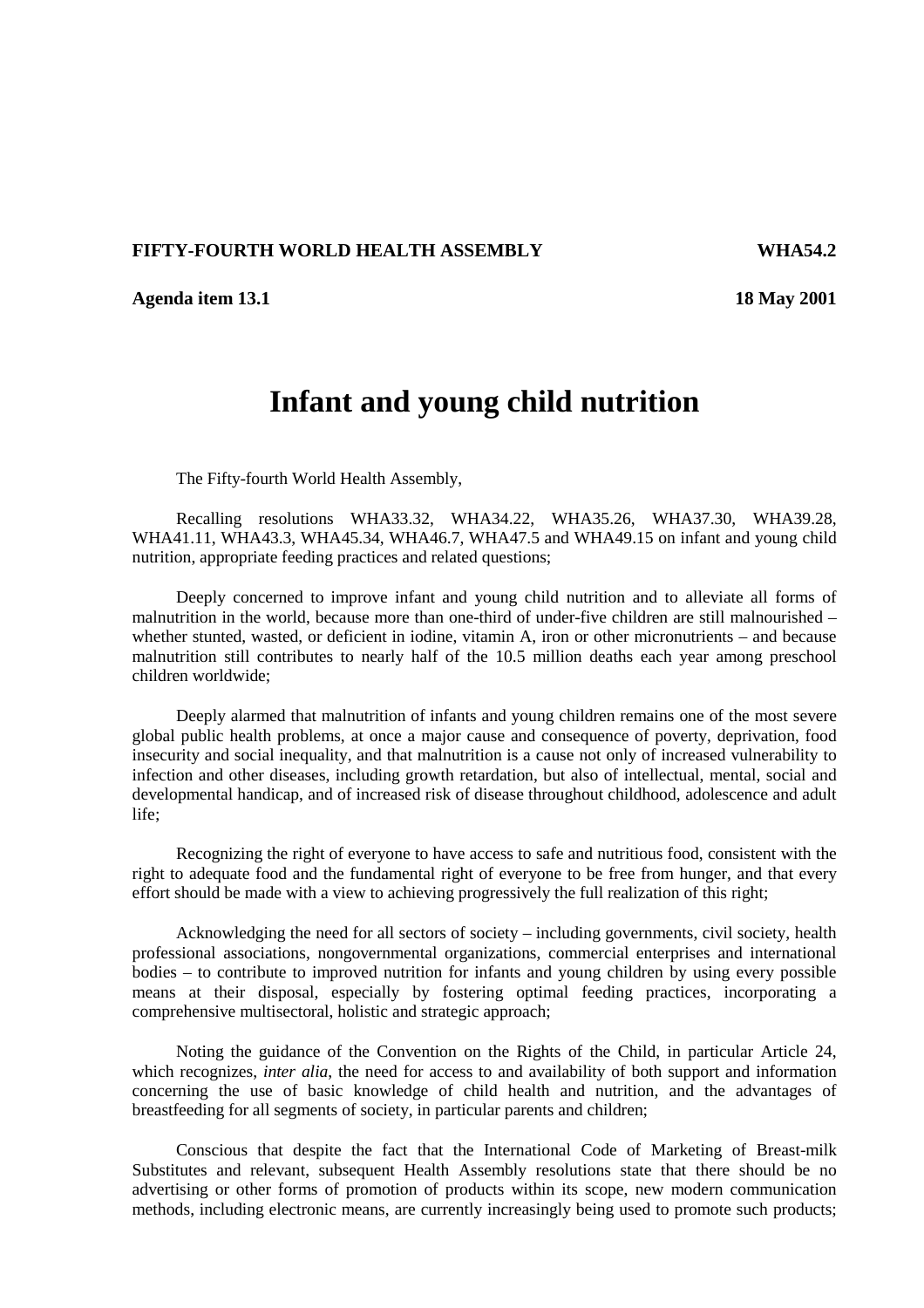**FIFTY-FOURTH WORLD HEALTH ASSEMBLY** **WHA54.2**

**Agenda item 13.1** **18 May 2001**

# Infant and young child nutrition

The Fifty-fourth World Health Assembly,

Recalling resolutions WHA33.32, WHA34.22, WHA35.26, WHA37.30, WHA39.28, WHA41.11, WHA43.3, WHA45.34, WHA46.7, WHA47.5 and WHA49.15 on infant and young child nutrition, appropriate feeding practices and related questions;

Deeply concerned to improve infant and young child nutrition and to alleviate all forms of malnutrition in the world, because more than one-third of under-five children are still malnourished – whether stunted, wasted, or deficient in iodine, vitamin A, iron or other micronutrients – and because malnutrition still contributes to nearly half of the 10.5 million deaths each year among preschool children worldwide;

Deeply alarmed that malnutrition of infants and young children remains one of the most severe global public health problems, at once a major cause and consequence of poverty, deprivation, food insecurity and social inequality, and that malnutrition is a cause not only of increased vulnerability to infection and other diseases, including growth retardation, but also of intellectual, mental, social and developmental handicap, and of increased risk of disease throughout childhood, adolescence and adult life;

Recognizing the right of everyone to have access to safe and nutritious food, consistent with the right to adequate food and the fundamental right of everyone to be free from hunger, and that every effort should be made with a view to achieving progressively the full realization of this right;

Acknowledging the need for all sectors of society – including governments, civil society, health professional associations, nongovernmental organizations, commercial enterprises and international bodies – to contribute to improved nutrition for infants and young children by using every possible means at their disposal, especially by fostering optimal feeding practices, incorporating a comprehensive multisectoral, holistic and strategic approach;

Noting the guidance of the Convention on the Rights of the Child, in particular Article 24, which recognizes, *inter alia*, the need for access to and availability of both support and information concerning the use of basic knowledge of child health and nutrition, and the advantages of breastfeeding for all segments of society, in particular parents and children;

Conscious that despite the fact that the International Code of Marketing of Breast-milk Substitutes and relevant, subsequent Health Assembly resolutions state that there should be no advertising or other forms of promotion of products within its scope, new modern communication methods, including electronic means, are currently increasingly being used to promote such products;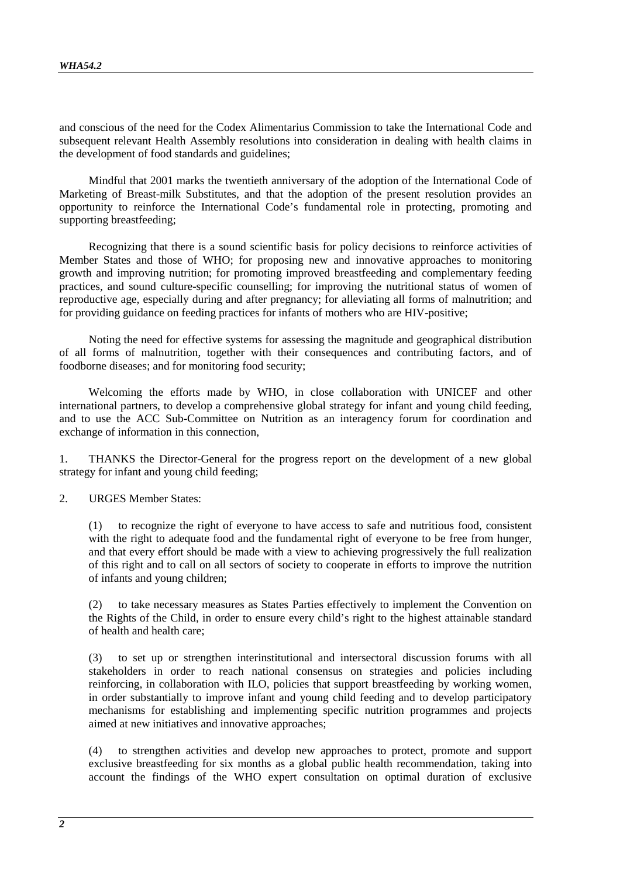and conscious of the need for the Codex Alimentarius Commission to take the International Code and subsequent relevant Health Assembly resolutions into consideration in dealing with health claims in the development of food standards and guidelines;

Mindful that 2001 marks the twentieth anniversary of the adoption of the International Code of Marketing of Breast-milk Substitutes, and that the adoption of the present resolution provides an opportunity to reinforce the International Code's fundamental role in protecting, promoting and supporting breastfeeding;

Recognizing that there is a sound scientific basis for policy decisions to reinforce activities of Member States and those of WHO; for proposing new and innovative approaches to monitoring growth and improving nutrition; for promoting improved breastfeeding and complementary feeding practices, and sound culture-specific counselling; for improving the nutritional status of women of reproductive age, especially during and after pregnancy; for alleviating all forms of malnutrition; and for providing guidance on feeding practices for infants of mothers who are HIV-positive;

Noting the need for effective systems for assessing the magnitude and geographical distribution of all forms of malnutrition, together with their consequences and contributing factors, and of foodborne diseases; and for monitoring food security;

Welcoming the efforts made by WHO, in close collaboration with UNICEF and other international partners, to develop a comprehensive global strategy for infant and young child feeding, and to use the ACC Sub-Committee on Nutrition as an interagency forum for coordination and exchange of information in this connection,

1. THANKS the Director-General for the progress report on the development of a new global strategy for infant and young child feeding;

2. URGES Member States:

(1) to recognize the right of everyone to have access to safe and nutritious food, consistent with the right to adequate food and the fundamental right of everyone to be free from hunger, and that every effort should be made with a view to achieving progressively the full realization of this right and to call on all sectors of society to cooperate in efforts to improve the nutrition of infants and young children;

(2) to take necessary measures as States Parties effectively to implement the Convention on the Rights of the Child, in order to ensure every child's right to the highest attainable standard of health and health care;

(3) to set up or strengthen interinstitutional and intersectoral discussion forums with all stakeholders in order to reach national consensus on strategies and policies including reinforcing, in collaboration with ILO, policies that support breastfeeding by working women, in order substantially to improve infant and young child feeding and to develop participatory mechanisms for establishing and implementing specific nutrition programmes and projects aimed at new initiatives and innovative approaches;

(4) to strengthen activities and develop new approaches to protect, promote and support exclusive breastfeeding for six months as a global public health recommendation, taking into account the findings of the WHO expert consultation on optimal duration of exclusive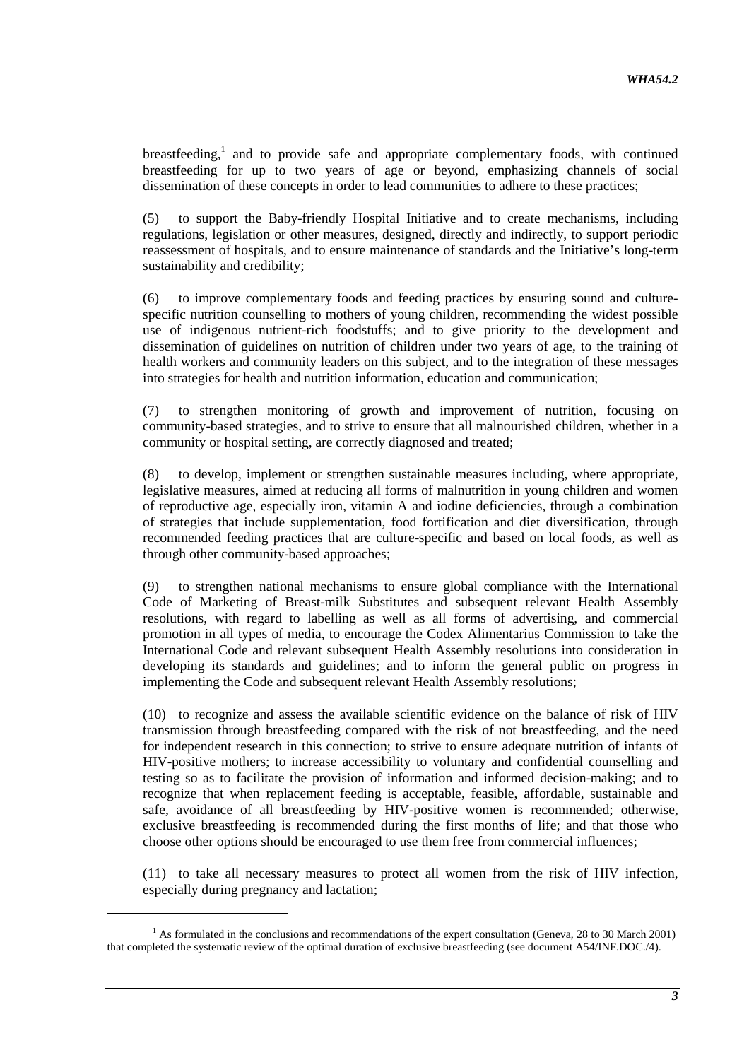breastfeeding,[1] and to provide safe and appropriate complementary foods, with continued breastfeeding for up to two years of age or beyond, emphasizing channels of social dissemination of these concepts in order to lead communities to adhere to these practices;

(5) to support the Baby-friendly Hospital Initiative and to create mechanisms, including regulations, legislation or other measures, designed, directly and indirectly, to support periodic reassessment of hospitals, and to ensure maintenance of standards and the Initiative's long-term sustainability and credibility;

(6) to improve complementary foods and feeding practices by ensuring sound and culture-specific nutrition counselling to mothers of young children, recommending the widest possible use of indigenous nutrient-rich foodstuffs; and to give priority to the development and dissemination of guidelines on nutrition of children under two years of age, to the training of health workers and community leaders on this subject, and to the integration of these messages into strategies for health and nutrition information, education and communication;

(7) to strengthen monitoring of growth and improvement of nutrition, focusing on community-based strategies, and to strive to ensure that all malnourished children, whether in a community or hospital setting, are correctly diagnosed and treated;

(8) to develop, implement or strengthen sustainable measures including, where appropriate, legislative measures, aimed at reducing all forms of malnutrition in young children and women of reproductive age, especially iron, vitamin A and iodine deficiencies, through a combination of strategies that include supplementation, food fortification and diet diversification, through recommended feeding practices that are culture-specific and based on local foods, as well as through other community-based approaches;

(9) to strengthen national mechanisms to ensure global compliance with the International Code of Marketing of Breast-milk Substitutes and subsequent relevant Health Assembly resolutions, with regard to labelling as well as all forms of advertising, and commercial promotion in all types of media, to encourage the Codex Alimentarius Commission to take the International Code and relevant subsequent Health Assembly resolutions into consideration in developing its standards and guidelines; and to inform the general public on progress in implementing the Code and subsequent relevant Health Assembly resolutions;

(10) to recognize and assess the available scientific evidence on the balance of risk of HIV transmission through breastfeeding compared with the risk of not breastfeeding, and the need for independent research in this connection; to strive to ensure adequate nutrition of infants of HIV-positive mothers; to increase accessibility to voluntary and confidential counselling and testing so as to facilitate the provision of information and informed decision-making; and to recognize that when replacement feeding is acceptable, feasible, affordable, sustainable and safe, avoidance of all breastfeeding by HIV-positive women is recommended; otherwise, exclusive breastfeeding is recommended during the first months of life; and that those who choose other options should be encouraged to use them free from commercial influences;

(11) to take all necessary measures to protect all women from the risk of HIV infection, especially during pregnancy and lactation;

---

[1] As formulated in the conclusions and recommendations of the expert consultation (Geneva, 28 to 30 March 2001) that completed the systematic review of the optimal duration of exclusive breastfeeding (see document A54/INF.DOC./4).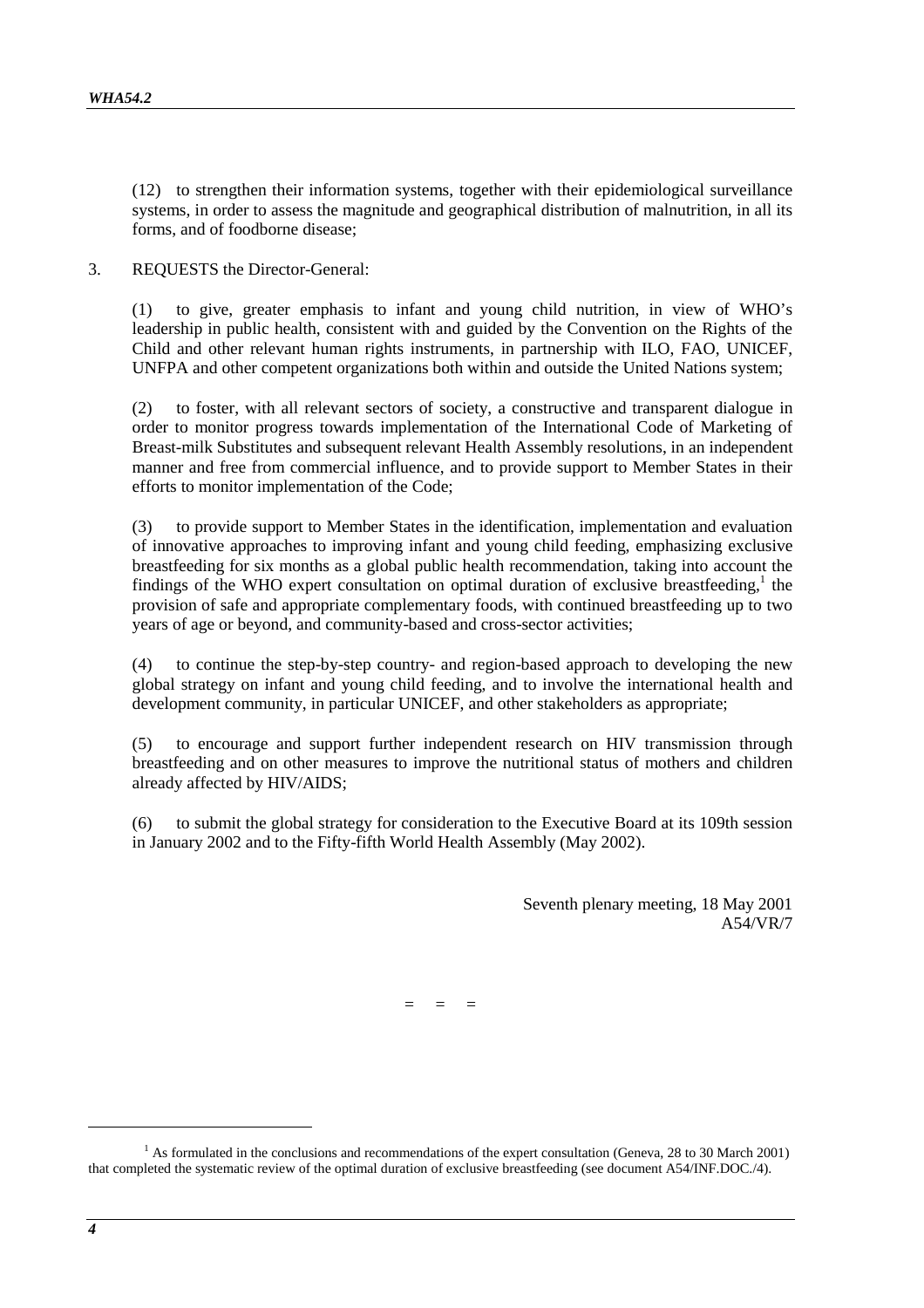(12) to strengthen their information systems, together with their epidemiological surveillance systems, in order to assess the magnitude and geographical distribution of malnutrition, in all its forms, and of foodborne disease;

3. REQUESTS the Director-General:

(1) to give, greater emphasis to infant and young child nutrition, in view of WHO's leadership in public health, consistent with and guided by the Convention on the Rights of the Child and other relevant human rights instruments, in partnership with ILO, FAO, UNICEF, UNFPA and other competent organizations both within and outside the United Nations system;

(2) to foster, with all relevant sectors of society, a constructive and transparent dialogue in order to monitor progress towards implementation of the International Code of Marketing of Breast-milk Substitutes and subsequent relevant Health Assembly resolutions, in an independent manner and free from commercial influence, and to provide support to Member States in their efforts to monitor implementation of the Code;

(3) to provide support to Member States in the identification, implementation and evaluation of innovative approaches to improving infant and young child feeding, emphasizing exclusive breastfeeding for six months as a global public health recommendation, taking into account the findings of the WHO expert consultation on optimal duration of exclusive breastfeeding,[1] the provision of safe and appropriate complementary foods, with continued breastfeeding up to two years of age or beyond, and community-based and cross-sector activities;

(4) to continue the step-by-step country- and region-based approach to developing the new global strategy on infant and young child feeding, and to involve the international health and development community, in particular UNICEF, and other stakeholders as appropriate;

(5) to encourage and support further independent research on HIV transmission through breastfeeding and on other measures to improve the nutritional status of mothers and children already affected by HIV/AIDS;

(6) to submit the global strategy for consideration to the Executive Board at its 109th session in January 2002 and to the Fifty-fifth World Health Assembly (May 2002).

Seventh plenary meeting, 18 May 2001
A54/VR/7

= = =

[1] As formulated in the conclusions and recommendations of the expert consultation (Geneva, 28 to 30 March 2001) that completed the systematic review of the optimal duration of exclusive breastfeeding (see document A54/INF.DOC./4).